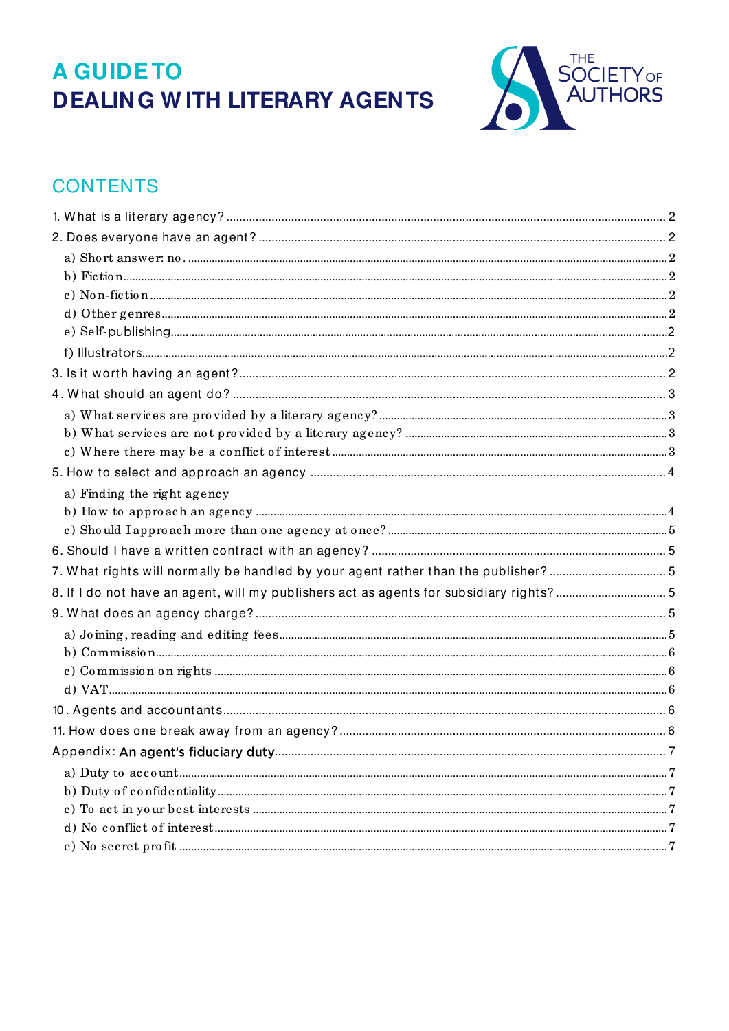# A GUIDE TO DEALING WITH LITERARY AGENTS

THE SOCIETY OF AUTHORS

## CONTENTS

1. What is a literary agency? ..... 2
2. Does everyone have an agent? ..... 2
   - a) Short answer: no. ..... 2
   - b) Fiction ..... 2
   - c) Non-fiction ..... 2
   - d) Other genres ..... 2
   - e) Self-publishing ..... 2
   - f) Illustrators ..... 2
3. Is it worth having an agent? ..... 2
4. What should an agent do? ..... 3
   - a) What services are provided by a literary agency? ..... 3
   - b) What services are not provided by a literary agency? ..... 3
   - c) Where there may be a conflict of interest ..... 3
5. How to select and approach an agency ..... 4
   - a) Finding the right agency
   - b) How to approach an agency ..... 4
   - c) Should I approach more than one agency at once? ..... 5
6. Should I have a written contract with an agency? ..... 5
7. What rights will normally be handled by your agent rather than the publisher? ..... 5
8. If I do not have an agent, will my publishers act as agents for subsidiary rights? ..... 5
9. What does an agency charge? ..... 5
   - a) Joining, reading and editing fees ..... 5
   - b) Commission ..... 6
   - c) Commission on rights ..... 6
   - d) VAT ..... 6
10. Agents and accountants ..... 6
11. How does one break away from an agency? ..... 6

Appendix: An agent's fiduciary duty ..... 7
   - a) Duty to account ..... 7
   - b) Duty of confidentiality ..... 7
   - c) To act in your best interests ..... 7
   - d) No conflict of interest ..... 7
   - e) No secret profit ..... 7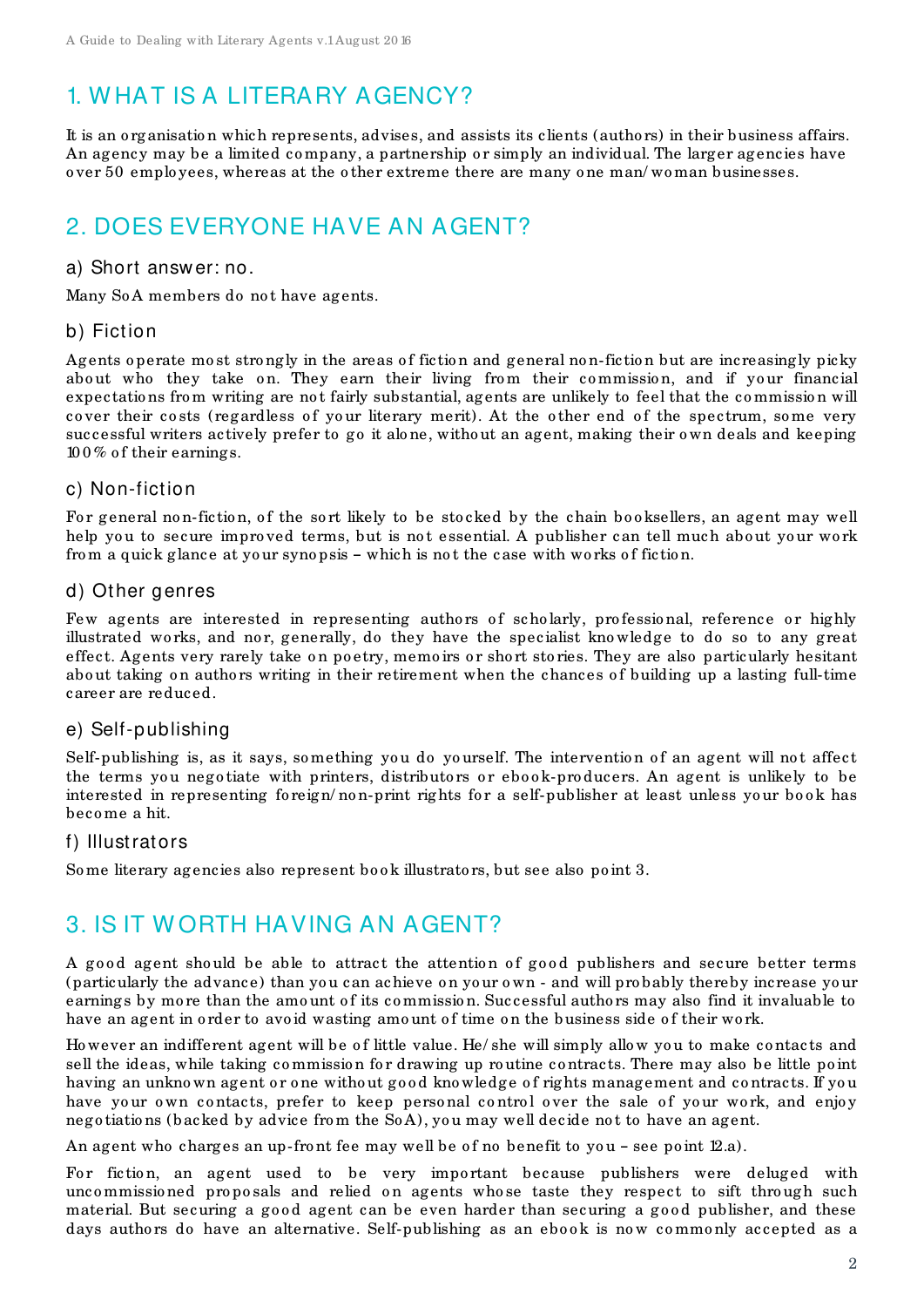## 1. WHAT IS A LITERARY AGENCY?

It is an organisation which represents, advises, and assists its clients (authors) in their business affairs. An agency may be a limited company, a partnership or simply an individual. The larger agencies have over 50 employees, whereas at the other extreme there are many one man/woman businesses.

## 2. DOES EVERYONE HAVE AN AGENT?

### a) Short answer: no.

Many SoA members do not have agents.

### b) Fiction

Agents operate most strongly in the areas of fiction and general non-fiction but are increasingly picky about who they take on. They earn their living from their commission, and if your financial expectations from writing are not fairly substantial, agents are unlikely to feel that the commission will cover their costs (regardless of your literary merit). At the other end of the spectrum, some very successful writers actively prefer to go it alone, without an agent, making their own deals and keeping 100% of their earnings.

### c) Non-fiction

For general non-fiction, of the sort likely to be stocked by the chain booksellers, an agent may well help you to secure improved terms, but is not essential. A publisher can tell much about your work from a quick glance at your synopsis – which is not the case with works of fiction.

### d) Other genres

Few agents are interested in representing authors of scholarly, professional, reference or highly illustrated works, and nor, generally, do they have the specialist knowledge to do so to any great effect. Agents very rarely take on poetry, memoirs or short stories. They are also particularly hesitant about taking on authors writing in their retirement when the chances of building up a lasting full-time career are reduced.

### e) Self-publishing

Self-publishing is, as it says, something you do yourself. The intervention of an agent will not affect the terms you negotiate with printers, distributors or ebook-producers. An agent is unlikely to be interested in representing foreign/non-print rights for a self-publisher at least unless your book has become a hit.

### f) Illustrators

Some literary agencies also represent book illustrators, but see also point 3.

## 3. IS IT WORTH HAVING AN AGENT?

A good agent should be able to attract the attention of good publishers and secure better terms (particularly the advance) than you can achieve on your own - and will probably thereby increase your earnings by more than the amount of its commission. Successful authors may also find it invaluable to have an agent in order to avoid wasting amount of time on the business side of their work.

However an indifferent agent will be of little value. He/she will simply allow you to make contacts and sell the ideas, while taking commission for drawing up routine contracts. There may also be little point having an unknown agent or one without good knowledge of rights management and contracts. If you have your own contacts, prefer to keep personal control over the sale of your work, and enjoy negotiations (backed by advice from the SoA), you may well decide not to have an agent.

An agent who charges an up-front fee may well be of no benefit to you – see point 12.a).

For fiction, an agent used to be very important because publishers were deluged with uncommissioned proposals and relied on agents whose taste they respect to sift through such material. But securing a good agent can be even harder than securing a good publisher, and these days authors do have an alternative. Self-publishing as an ebook is now commonly accepted as a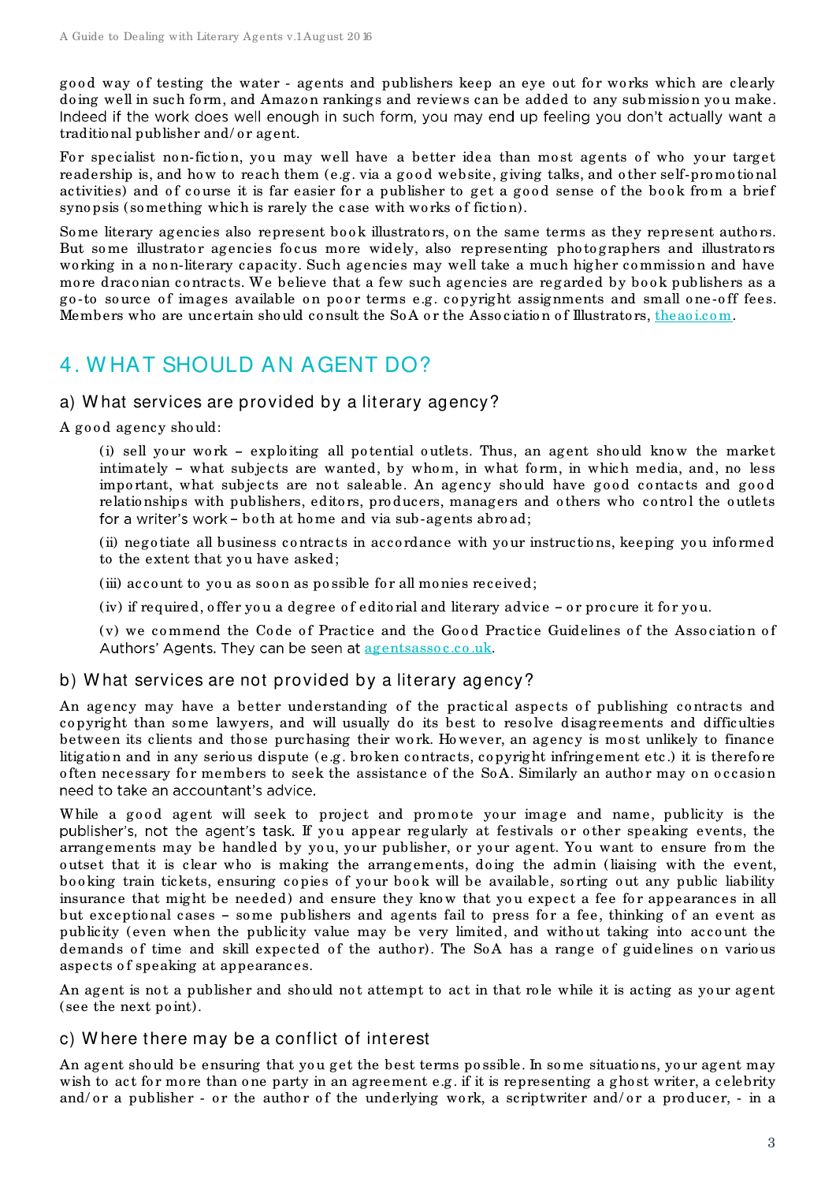good way of testing the water - agents and publishers keep an eye out for works which are clearly doing well in such form, and Amazon rankings and reviews can be added to any submission you make. Indeed if the work does well enough in such form, you may end up feeling you don't actually want a traditional publisher and/or agent.

For specialist non-fiction, you may well have a better idea than most agents of who your target readership is, and how to reach them (e.g. via a good website, giving talks, and other self-promotional activities) and of course it is far easier for a publisher to get a good sense of the book from a brief synopsis (something which is rarely the case with works of fiction).

Some literary agencies also represent book illustrators, on the same terms as they represent authors. But some illustrator agencies focus more widely, also representing photographers and illustrators working in a non-literary capacity. Such agencies may well take a much higher commission and have more draconian contracts. We believe that a few such agencies are regarded by book publishers as a go-to source of images available on poor terms e.g. copyright assignments and small one-off fees. Members who are uncertain should consult the SoA or the Association of Illustrators, [theaoi.com](theaoi.com).

## 4. WHAT SHOULD AN AGENT DO?

### a) What services are provided by a literary agency?

A good agency should:

(i) sell your work – exploiting all potential outlets. Thus, an agent should know the market intimately – what subjects are wanted, by whom, in what form, in which media, and, no less important, what subjects are not saleable. An agency should have good contacts and good relationships with publishers, editors, producers, managers and others who control the outlets for a writer's work – both at home and via sub-agents abroad;

(ii) negotiate all business contracts in accordance with your instructions, keeping you informed to the extent that you have asked;

(iii) account to you as soon as possible for all monies received;

(iv) if required, offer you a degree of editorial and literary advice – or procure it for you.

(v) we commend the Code of Practice and the Good Practice Guidelines of the Association of Authors' Agents. They can be seen at [agentsassoc.co.uk](agentsassoc.co.uk).

### b) What services are not provided by a literary agency?

An agency may have a better understanding of the practical aspects of publishing contracts and copyright than some lawyers, and will usually do its best to resolve disagreements and difficulties between its clients and those purchasing their work. However, an agency is most unlikely to finance litigation and in any serious dispute (e.g. broken contracts, copyright infringement etc.) it is therefore often necessary for members to seek the assistance of the SoA. Similarly an author may on occasion need to take an accountant's advice.

While a good agent will seek to project and promote your image and name, publicity is the publisher's, not the agent's task. If you appear regularly at festivals or other speaking events, the arrangements may be handled by you, your publisher, or your agent. You want to ensure from the outset that it is clear who is making the arrangements, doing the admin (liaising with the event, booking train tickets, ensuring copies of your book will be available, sorting out any public liability insurance that might be needed) and ensure they know that you expect a fee for appearances in all but exceptional cases – some publishers and agents fail to press for a fee, thinking of an event as publicity (even when the publicity value may be very limited, and without taking into account the demands of time and skill expected of the author). The SoA has a range of guidelines on various aspects of speaking at appearances.

An agent is not a publisher and should not attempt to act in that role while it is acting as your agent (see the next point).

### c) Where there may be a conflict of interest

An agent should be ensuring that you get the best terms possible. In some situations, your agent may wish to act for more than one party in an agreement e.g. if it is representing a ghost writer, a celebrity and/or a publisher - or the author of the underlying work, a scriptwriter and/or a producer, - in a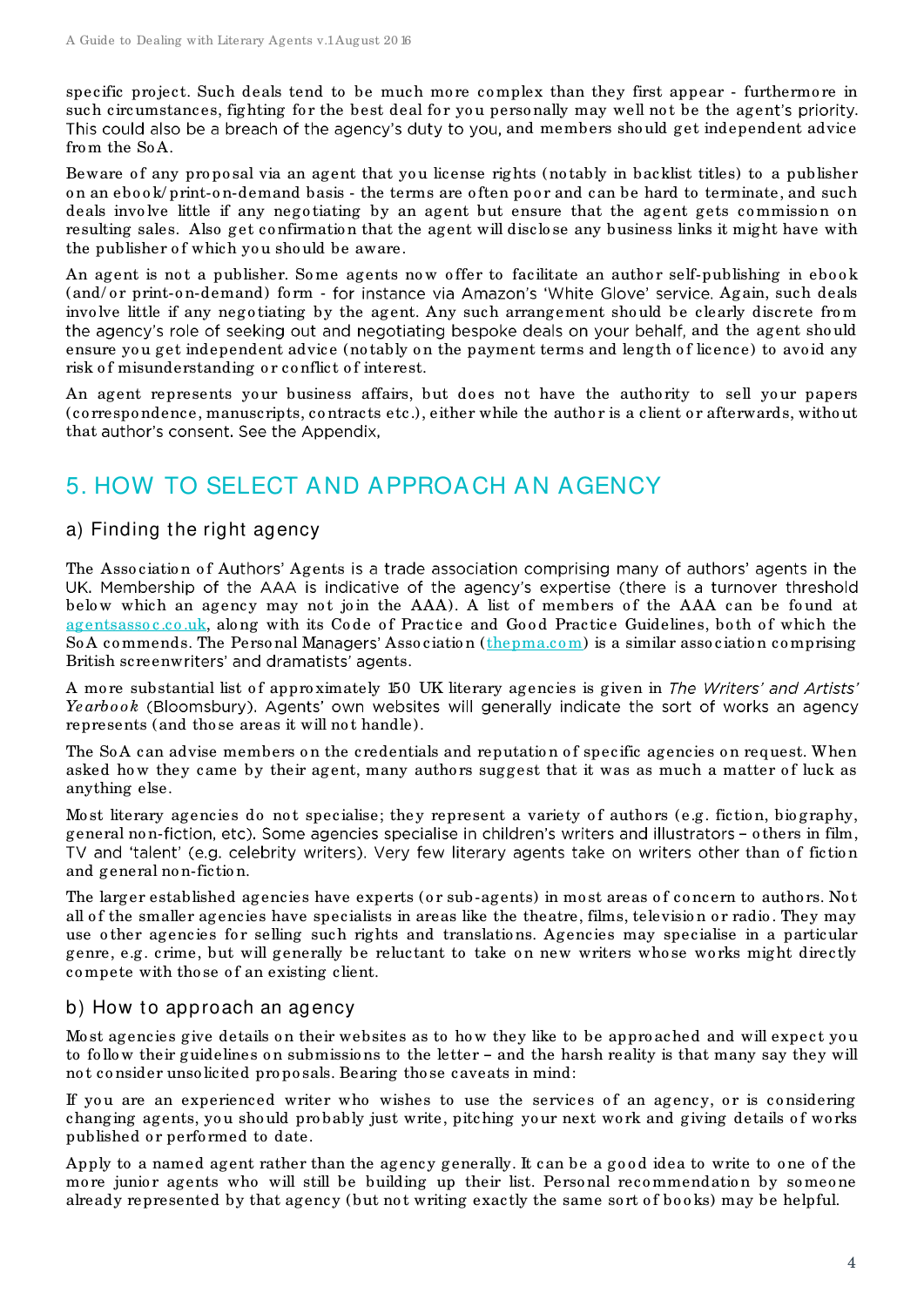specific project. Such deals tend to be much more complex than they first appear - furthermore in such circumstances, fighting for the best deal for you personally may well not be the agent's priority. This could also be a breach of the agency's duty to you, and members should get independent advice from the SoA.

Beware of any proposal via an agent that you license rights (notably in backlist titles) to a publisher on an ebook/print-on-demand basis - the terms are often poor and can be hard to terminate, and such deals involve little if any negotiating by an agent but ensure that the agent gets commission on resulting sales. Also get confirmation that the agent will disclose any business links it might have with the publisher of which you should be aware.

An agent is not a publisher. Some agents now offer to facilitate an author self-publishing in ebook (and/or print-on-demand) form - for instance via Amazon's 'White Glove' service. Again, such deals involve little if any negotiating by the agent. Any such arrangement should be clearly discrete from the agency's role of seeking out and negotiating bespoke deals on your behalf, and the agent should ensure you get independent advice (notably on the payment terms and length of licence) to avoid any risk of misunderstanding or conflict of interest.

An agent represents your business affairs, but does not have the authority to sell your papers (correspondence, manuscripts, contracts etc.), either while the author is a client or afterwards, without that author's consent. See the Appendix,

# 5. HOW TO SELECT AND APPROACH AN AGENCY

## a) Finding the right agency

The Association of Authors' Agents is a trade association comprising many of authors' agents in the UK. Membership of the AAA is indicative of the agency's expertise (there is a turnover threshold below which an agency may not join the AAA). A list of members of the AAA can be found at agentsassoc.co.uk, along with its Code of Practice and Good Practice Guidelines, both of which the SoA commends. The Personal Managers' Association (thepma.com) is a similar association comprising British screenwriters' and dramatists' agents.

A more substantial list of approximately 150 UK literary agencies is given in *The Writers' and Artists' Yearbook* (Bloomsbury). Agents' own websites will generally indicate the sort of works an agency represents (and those areas it will not handle).

The SoA can advise members on the credentials and reputation of specific agencies on request. When asked how they came by their agent, many authors suggest that it was as much a matter of luck as anything else.

Most literary agencies do not specialise; they represent a variety of authors (e.g. fiction, biography, general non-fiction, etc). Some agencies specialise in children's writers and illustrators – others in film, TV and 'talent' (e.g. celebrity writers). Very few literary agents take on writers other than of fiction and general non-fiction.

The larger established agencies have experts (or sub-agents) in most areas of concern to authors. Not all of the smaller agencies have specialists in areas like the theatre, films, television or radio. They may use other agencies for selling such rights and translations. Agencies may specialise in a particular genre, e.g. crime, but will generally be reluctant to take on new writers whose works might directly compete with those of an existing client.

## b) How to approach an agency

Most agencies give details on their websites as to how they like to be approached and will expect you to follow their guidelines on submissions to the letter – and the harsh reality is that many say they will not consider unsolicited proposals. Bearing those caveats in mind:

If you are an experienced writer who wishes to use the services of an agency, or is considering changing agents, you should probably just write, pitching your next work and giving details of works published or performed to date.

Apply to a named agent rather than the agency generally. It can be a good idea to write to one of the more junior agents who will still be building up their list. Personal recommendation by someone already represented by that agency (but not writing exactly the same sort of books) may be helpful.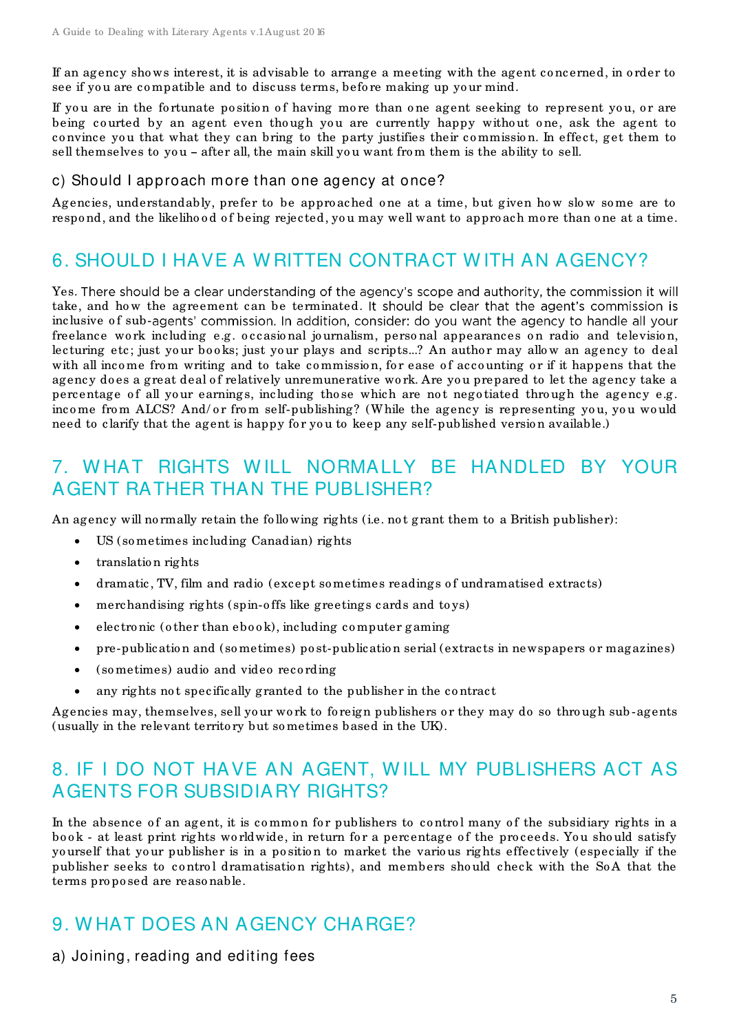If an agency shows interest, it is advisable to arrange a meeting with the agent concerned, in order to see if you are compatible and to discuss terms, before making up your mind.

If you are in the fortunate position of having more than one agent seeking to represent you, or are being courted by an agent even though you are currently happy without one, ask the agent to convince you that what they can bring to the party justifies their commission. In effect, get them to sell themselves to you – after all, the main skill you want from them is the ability to sell.

### c) Should I approach more than one agency at once?

Agencies, understandably, prefer to be approached one at a time, but given how slow some are to respond, and the likelihood of being rejected, you may well want to approach more than one at a time.

## 6. SHOULD I HAVE A WRITTEN CONTRACT WITH AN AGENCY?

Yes. There should be a clear understanding of the agency's scope and authority, the commission it will take, and how the agreement can be terminated. It should be clear that the agent's commission is inclusive of sub-agents' commission. In addition, consider: do you want the agency to handle all your freelance work including e.g. occasional journalism, personal appearances on radio and television, lecturing etc; just your books; just your plays and scripts...? An author may allow an agency to deal with all income from writing and to take commission, for ease of accounting or if it happens that the agency does a great deal of relatively unremunerative work. Are you prepared to let the agency take a percentage of all your earnings, including those which are not negotiated through the agency e.g. income from ALCS? And/or from self-publishing? (While the agency is representing you, you would need to clarify that the agent is happy for you to keep any self-published version available.)

## 7. WHAT RIGHTS WILL NORMALLY BE HANDLED BY YOUR AGENT RATHER THAN THE PUBLISHER?

An agency will normally retain the following rights (i.e. not grant them to a British publisher):

- US (sometimes including Canadian) rights
- translation rights
- dramatic, TV, film and radio (except sometimes readings of undramatised extracts)
- merchandising rights (spin-offs like greetings cards and toys)
- electronic (other than ebook), including computer gaming
- pre-publication and (sometimes) post-publication serial (extracts in newspapers or magazines)
- (sometimes) audio and video recording
- any rights not specifically granted to the publisher in the contract

Agencies may, themselves, sell your work to foreign publishers or they may do so through sub-agents (usually in the relevant territory but sometimes based in the UK).

## 8. IF I DO NOT HAVE AN AGENT, WILL MY PUBLISHERS ACT AS AGENTS FOR SUBSIDIARY RIGHTS?

In the absence of an agent, it is common for publishers to control many of the subsidiary rights in a book - at least print rights worldwide, in return for a percentage of the proceeds. You should satisfy yourself that your publisher is in a position to market the various rights effectively (especially if the publisher seeks to control dramatisation rights), and members should check with the SoA that the terms proposed are reasonable.

## 9. WHAT DOES AN AGENCY CHARGE?

### a) Joining, reading and editing fees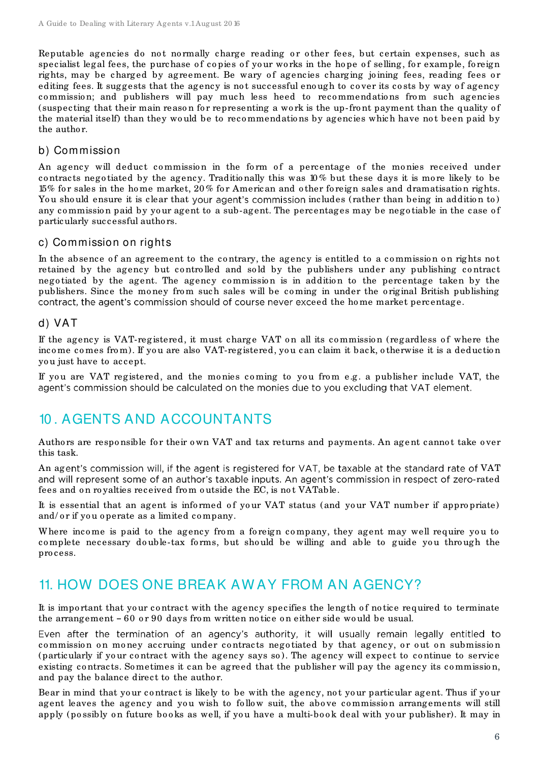Reputable agencies do not normally charge reading or other fees, but certain expenses, such as specialist legal fees, the purchase of copies of your works in the hope of selling, for example, foreign rights, may be charged by agreement. Be wary of agencies charging joining fees, reading fees or editing fees. It suggests that the agency is not successful enough to cover its costs by way of agency commission; and publishers will pay much less heed to recommendations from such agencies (suspecting that their main reason for representing a work is the up-front payment than the quality of the material itself) than they would be to recommendations by agencies which have not been paid by the author.

### b) Commission

An agency will deduct commission in the form of a percentage of the monies received under contracts negotiated by the agency. Traditionally this was 10% but these days it is more likely to be 15% for sales in the home market, 20% for American and other foreign sales and dramatisation rights. You should ensure it is clear that your agent's commission includes (rather than being in addition to) any commission paid by your agent to a sub-agent. The percentages may be negotiable in the case of particularly successful authors.

### c) Commission on rights

In the absence of an agreement to the contrary, the agency is entitled to a commission on rights not retained by the agency but controlled and sold by the publishers under any publishing contract negotiated by the agent. The agency commission is in addition to the percentage taken by the publishers. Since the money from such sales will be coming in under the original British publishing contract, the agent's commission should of course never exceed the home market percentage.

### d) VAT

If the agency is VAT-registered, it must charge VAT on all its commission (regardless of where the income comes from). If you are also VAT-registered, you can claim it back, otherwise it is a deduction you just have to accept.

If you are VAT registered, and the monies coming to you from e.g. a publisher include VAT, the agent's commission should be calculated on the monies due to you excluding that VAT element.

## 10. AGENTS AND ACCOUNTANTS

Authors are responsible for their own VAT and tax returns and payments. An agent cannot take over this task.

An agent's commission will, if the agent is registered for VAT, be taxable at the standard rate of VAT and will represent some of an author's taxable inputs. An agent's commission in respect of zero-rated fees and on royalties received from outside the EC, is not VATable.

It is essential that an agent is informed of your VAT status (and your VAT number if appropriate) and/or if you operate as a limited company.

Where income is paid to the agency from a foreign company, they agent may well require you to complete necessary double-tax forms, but should be willing and able to guide you through the process.

## 11. HOW DOES ONE BREAK AWAY FROM AN AGENCY?

It is important that your contract with the agency specifies the length of notice required to terminate the arrangement – 60 or 90 days from written notice on either side would be usual.

Even after the termination of an agency's authority, it will usually remain legally entitled to commission on money accruing under contracts negotiated by that agency, or out on submission (particularly if your contract with the agency says so). The agency will expect to continue to service existing contracts. Sometimes it can be agreed that the publisher will pay the agency its commission, and pay the balance direct to the author.

Bear in mind that your contract is likely to be with the agency, not your particular agent. Thus if your agent leaves the agency and you wish to follow suit, the above commission arrangements will still apply (possibly on future books as well, if you have a multi-book deal with your publisher). It may in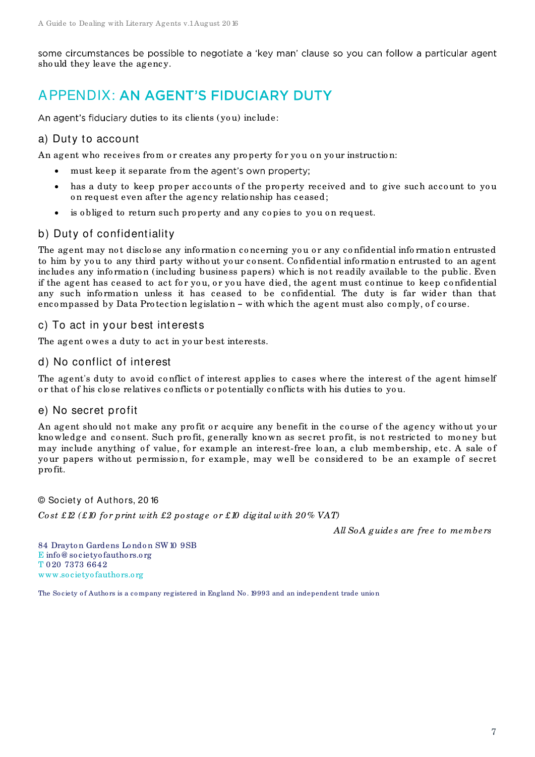some circumstances be possible to negotiate a 'key man' clause so you can follow a particular agent should they leave the agency.

## APPENDIX: AN AGENT'S FIDUCIARY DUTY

An agent's fiduciary duties to its clients (you) include:

### a) Duty to account

An agent who receives from or creates any property for you on your instruction:

- must keep it separate from the agent's own property;
- has a duty to keep proper accounts of the property received and to give such account to you on request even after the agency relationship has ceased;
- is obliged to return such property and any copies to you on request.

### b) Duty of confidentiality

The agent may not disclose any information concerning you or any confidential information entrusted to him by you to any third party without your consent. Confidential information entrusted to an agent includes any information (including business papers) which is not readily available to the public. Even if the agent has ceased to act for you, or you have died, the agent must continue to keep confidential any such information unless it has ceased to be confidential. The duty is far wider than that encompassed by Data Protection legislation – with which the agent must also comply, of course.

### c) To act in your best interests

The agent owes a duty to act in your best interests.

### d) No conflict of interest

The agent's duty to avoid conflict of interest applies to cases where the interest of the agent himself or that of his close relatives conflicts or potentially conflicts with his duties to you.

### e) No secret profit

An agent should not make any profit or acquire any benefit in the course of the agency without your knowledge and consent. Such profit, generally known as secret profit, is not restricted to money but may include anything of value, for example an interest-free loan, a club membership, etc. A sale of your papers without permission, for example, may well be considered to be an example of secret profit.

© Society of Authors, 2016

*Cost £12 (£10 for print with £2 postage or £10 digital with 20% VAT)*

*All SoA guides are free to members*

84 Drayton Gardens London SW10 9SB
E info@societyofauthors.org
T 020 7373 6642
www.societyofauthors.org

The Society of Authors is a company registered in England No. 19993 and an independent trade union